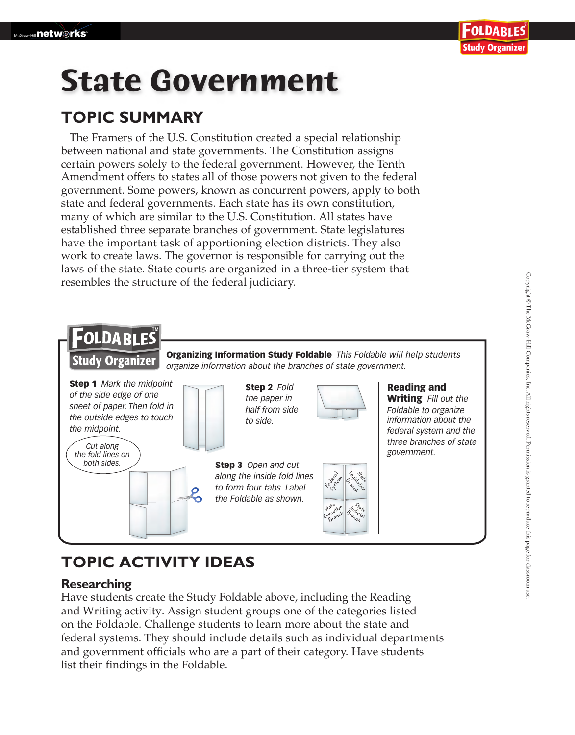# State Government

## TOPIC SUMMARY

The Framers of the U.S. Constitution created a special relationship between national and state governments. The Constitution assigns certain powers solely to the federal government. However, the Tenth Amendment offers to states all of those powers not given to the federal government. Some powers, known as concurrent powers, apply to both state and federal governments. Each state has its own constitution, many of which are similar to the U.S. Constitution. All states have established three separate branches of government. State legislatures have the important task of apportioning election districts. They also work to create laws. The governor is responsible for carrying out the laws of the state. State courts are organized in a three-tier system that resembles the structure of the federal judiciary.

**FOLDABLES Study Organizer**

**Organizing Information Study Foldable** *This Foldable will help students organize information about the branches of state government.*

**Step 1** *Mark the midpoint of the side edge of one sheet of paper. Then fold in the outside edges to touch the midpoint.*

**Step 2** *Fold the paper in half from side to side.*

**Step 3** *Open and cut along the inside fold lines to form four tabs. Label the Foldable as shown.*

*Cut along the fold lines on both sides.*

Federal System | State Legislative Branch | State Executive Branch | State Judicial Branch

**Reading and Writing** *Fill out the Foldable to organize information about the federal system and the three branches of state government.*

## TOPIC ACTIVITY IDEAS

### Researching

Have students create the Study Foldable above, including the Reading and Writing activity. Assign student groups one of the categories listed on the Foldable. Challenge students to learn more about the state and federal systems. They should include details such as individual departments and government officials who are a part of their category. Have students list their findings in the Foldable.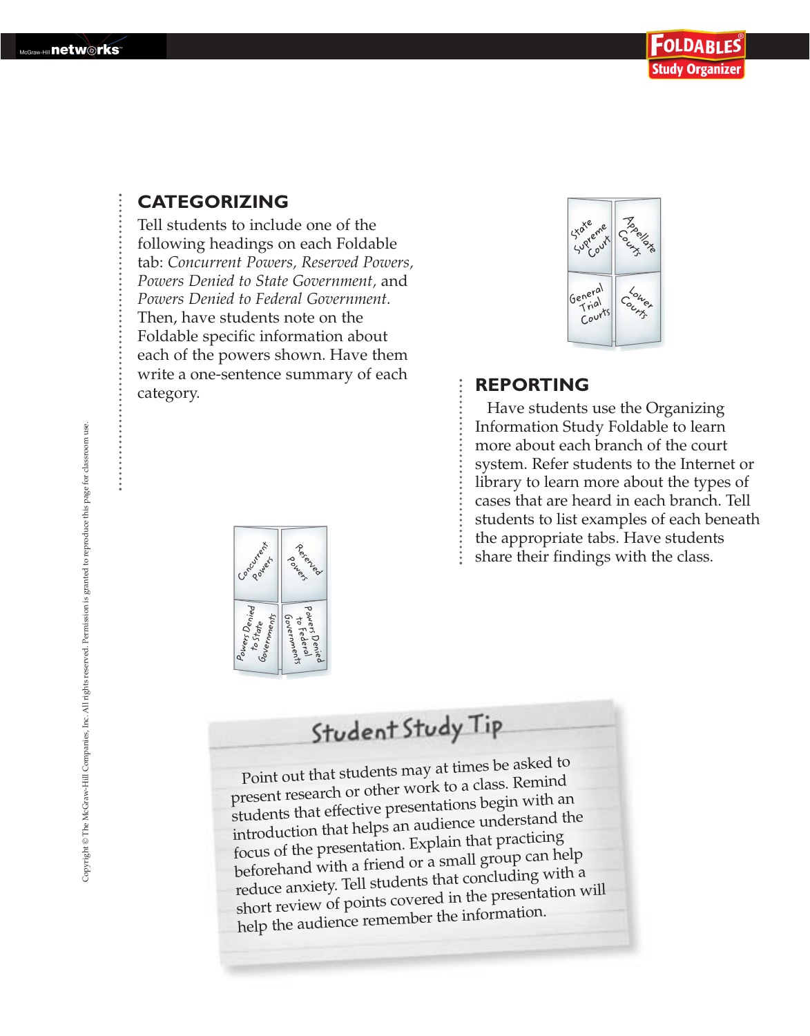## CATEGORIZING

Tell students to include one of the following headings on each Foldable tab: *Concurrent Powers, Reserved Powers, Powers Denied to State Government,* and *Powers Denied to Federal Government.* Then, have students note on the Foldable specific information about each of the powers shown. Have them write a one-sentence summary of each category.

Concurrent Powers
Reserved Powers
Powers Denied to State Governments
Powers Denied to Federal Governments

State Supreme Court
Appellate Courts
General Trial Courts
Lower Courts

## REPORTING

Have students use the Organizing Information Study Foldable to learn more about each branch of the court system. Refer students to the Internet or library to learn more about the types of cases that are heard in each branch. Tell students to list examples of each beneath the appropriate tabs. Have students share their findings with the class.

## Student Study Tip

Point out that students may at times be asked to present research or other work to a class. Remind students that effective presentations begin with an introduction that helps an audience understand the focus of the presentation. Explain that practicing beforehand with a friend or a small group can help reduce anxiety. Tell students that concluding with a short review of points covered in the presentation will help the audience remember the information.